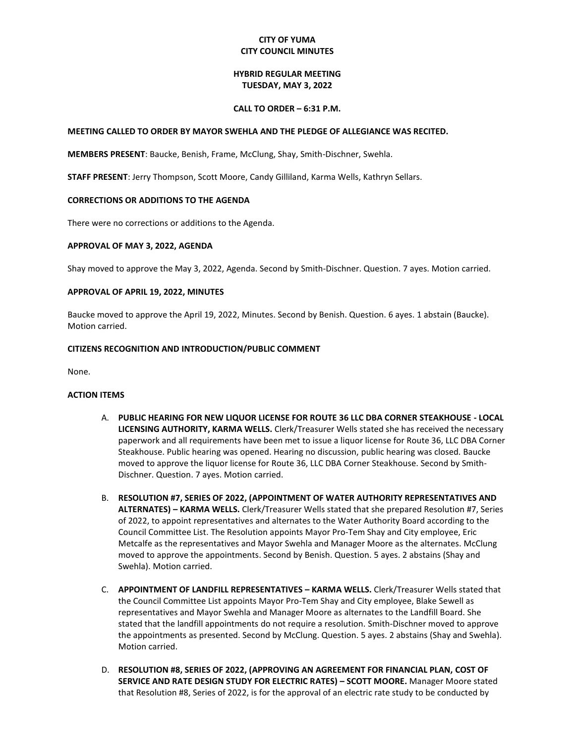**CITY OF YUMA**
**CITY COUNCIL MINUTES**

**HYBRID REGULAR MEETING**
**TUESDAY, MAY 3, 2022**

**CALL TO ORDER – 6:31 P.M.**

**MEETING CALLED TO ORDER BY MAYOR SWEHLA AND THE PLEDGE OF ALLEGIANCE WAS RECITED.**

**MEMBERS PRESENT**: Baucke, Benish, Frame, McClung, Shay, Smith-Dischner, Swehla.

**STAFF PRESENT**: Jerry Thompson, Scott Moore, Candy Gilliland, Karma Wells, Kathryn Sellars.

**CORRECTIONS OR ADDITIONS TO THE AGENDA**

There were no corrections or additions to the Agenda.

**APPROVAL OF MAY 3, 2022, AGENDA**

Shay moved to approve the May 3, 2022, Agenda. Second by Smith-Dischner. Question. 7 ayes. Motion carried.

**APPROVAL OF APRIL 19, 2022, MINUTES**

Baucke moved to approve the April 19, 2022, Minutes. Second by Benish. Question. 6 ayes. 1 abstain (Baucke). Motion carried.

**CITIZENS RECOGNITION AND INTRODUCTION/PUBLIC COMMENT**

None.

**ACTION ITEMS**

A. **PUBLIC HEARING FOR NEW LIQUOR LICENSE FOR ROUTE 36 LLC DBA CORNER STEAKHOUSE - LOCAL LICENSING AUTHORITY, KARMA WELLS.** Clerk/Treasurer Wells stated she has received the necessary paperwork and all requirements have been met to issue a liquor license for Route 36, LLC DBA Corner Steakhouse. Public hearing was opened. Hearing no discussion, public hearing was closed. Baucke moved to approve the liquor license for Route 36, LLC DBA Corner Steakhouse. Second by Smith-Dischner. Question. 7 ayes. Motion carried.

B. **RESOLUTION #7, SERIES OF 2022, (APPOINTMENT OF WATER AUTHORITY REPRESENTATIVES AND ALTERNATES) – KARMA WELLS.** Clerk/Treasurer Wells stated that she prepared Resolution #7, Series of 2022, to appoint representatives and alternates to the Water Authority Board according to the Council Committee List. The Resolution appoints Mayor Pro-Tem Shay and City employee, Eric Metcalfe as the representatives and Mayor Swehla and Manager Moore as the alternates. McClung moved to approve the appointments. Second by Benish. Question. 5 ayes. 2 abstains (Shay and Swehla). Motion carried.

C. **APPOINTMENT OF LANDFILL REPRESENTATIVES – KARMA WELLS.** Clerk/Treasurer Wells stated that the Council Committee List appoints Mayor Pro-Tem Shay and City employee, Blake Sewell as representatives and Mayor Swehla and Manager Moore as alternates to the Landfill Board. She stated that the landfill appointments do not require a resolution. Smith-Dischner moved to approve the appointments as presented. Second by McClung. Question. 5 ayes. 2 abstains (Shay and Swehla). Motion carried.

D. **RESOLUTION #8, SERIES OF 2022, (APPROVING AN AGREEMENT FOR FINANCIAL PLAN, COST OF SERVICE AND RATE DESIGN STUDY FOR ELECTRIC RATES) – SCOTT MOORE.** Manager Moore stated that Resolution #8, Series of 2022, is for the approval of an electric rate study to be conducted by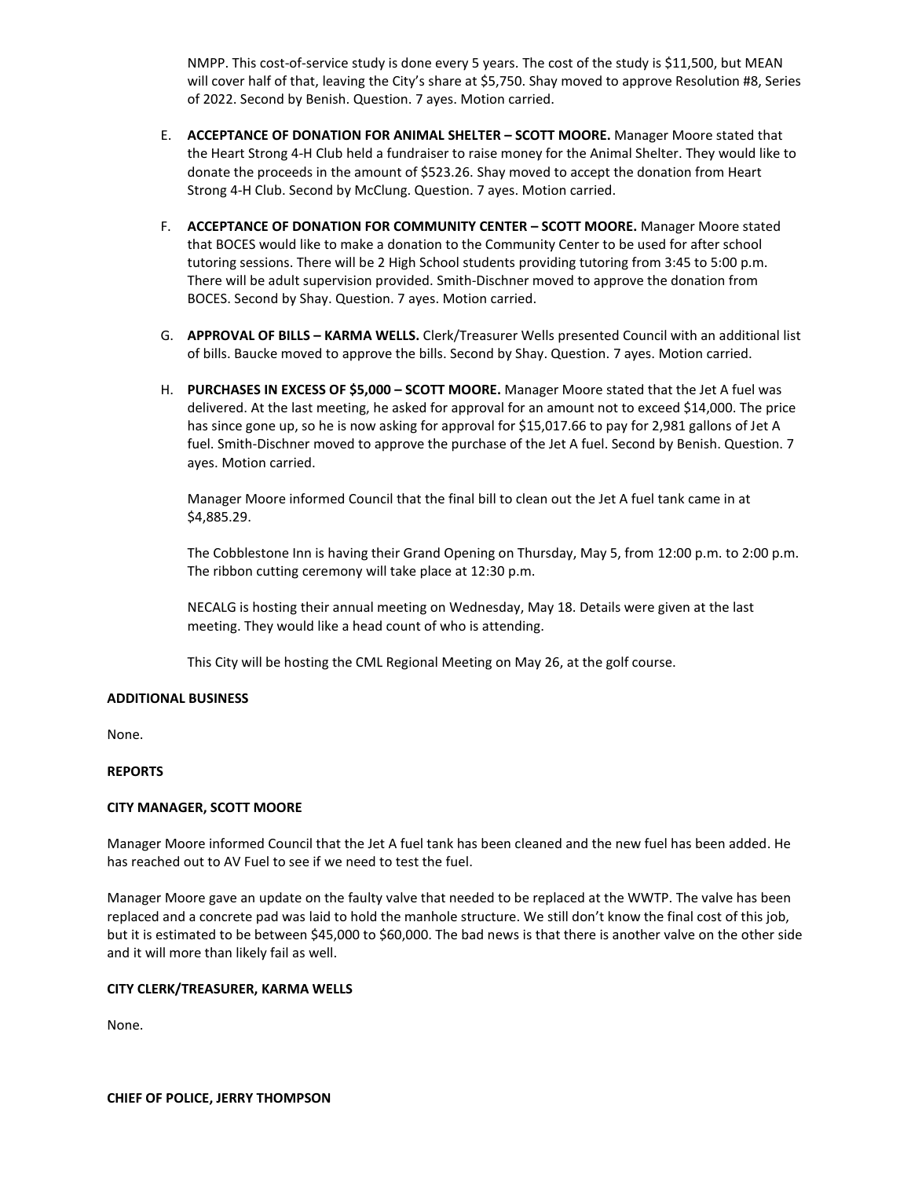NMPP. This cost-of-service study is done every 5 years. The cost of the study is $11,500, but MEAN will cover half of that, leaving the City's share at $5,750. Shay moved to approve Resolution #8, Series of 2022. Second by Benish. Question. 7 ayes. Motion carried.

E. **ACCEPTANCE OF DONATION FOR ANIMAL SHELTER – SCOTT MOORE.** Manager Moore stated that the Heart Strong 4-H Club held a fundraiser to raise money for the Animal Shelter. They would like to donate the proceeds in the amount of $523.26. Shay moved to accept the donation from Heart Strong 4-H Club. Second by McClung. Question. 7 ayes. Motion carried.

F. **ACCEPTANCE OF DONATION FOR COMMUNITY CENTER – SCOTT MOORE.** Manager Moore stated that BOCES would like to make a donation to the Community Center to be used for after school tutoring sessions. There will be 2 High School students providing tutoring from 3:45 to 5:00 p.m. There will be adult supervision provided. Smith-Dischner moved to approve the donation from BOCES. Second by Shay. Question. 7 ayes. Motion carried.

G. **APPROVAL OF BILLS – KARMA WELLS.** Clerk/Treasurer Wells presented Council with an additional list of bills. Baucke moved to approve the bills. Second by Shay. Question. 7 ayes. Motion carried.

H. **PURCHASES IN EXCESS OF $5,000 – SCOTT MOORE.** Manager Moore stated that the Jet A fuel was delivered. At the last meeting, he asked for approval for an amount not to exceed $14,000. The price has since gone up, so he is now asking for approval for $15,017.66 to pay for 2,981 gallons of Jet A fuel. Smith-Dischner moved to approve the purchase of the Jet A fuel. Second by Benish. Question. 7 ayes. Motion carried.

   Manager Moore informed Council that the final bill to clean out the Jet A fuel tank came in at $4,885.29.

   The Cobblestone Inn is having their Grand Opening on Thursday, May 5, from 12:00 p.m. to 2:00 p.m. The ribbon cutting ceremony will take place at 12:30 p.m.

   NECALG is hosting their annual meeting on Wednesday, May 18. Details were given at the last meeting. They would like a head count of who is attending.

   This City will be hosting the CML Regional Meeting on May 26, at the golf course.

**ADDITIONAL BUSINESS**

None.

**REPORTS**

**CITY MANAGER, SCOTT MOORE**

Manager Moore informed Council that the Jet A fuel tank has been cleaned and the new fuel has been added. He has reached out to AV Fuel to see if we need to test the fuel.

Manager Moore gave an update on the faulty valve that needed to be replaced at the WWTP. The valve has been replaced and a concrete pad was laid to hold the manhole structure. We still don't know the final cost of this job, but it is estimated to be between $45,000 to $60,000. The bad news is that there is another valve on the other side and it will more than likely fail as well.

**CITY CLERK/TREASURER, KARMA WELLS**

None.

**CHIEF OF POLICE, JERRY THOMPSON**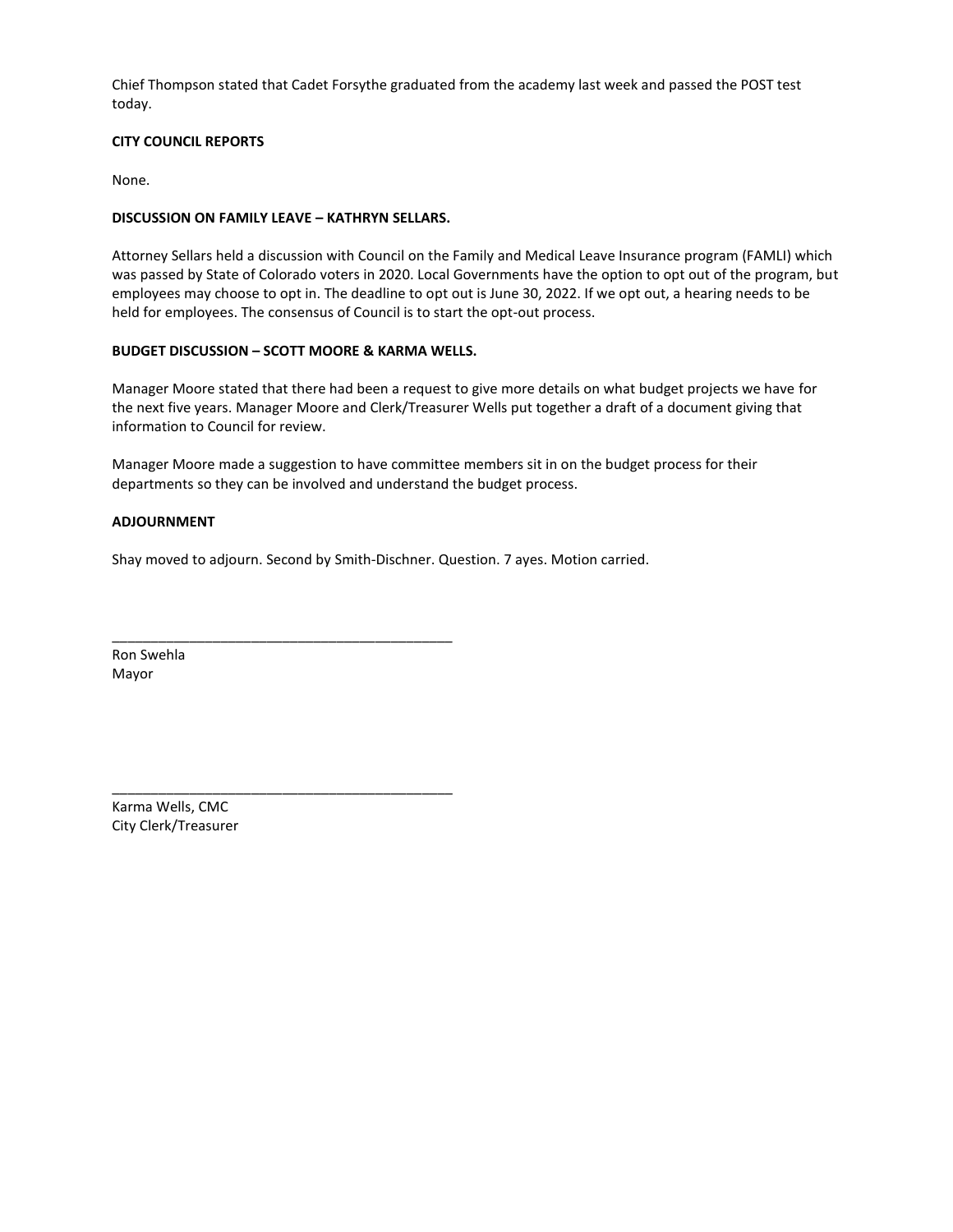Chief Thompson stated that Cadet Forsythe graduated from the academy last week and passed the POST test today.

**CITY COUNCIL REPORTS**

None.

**DISCUSSION ON FAMILY LEAVE – KATHRYN SELLARS.**

Attorney Sellars held a discussion with Council on the Family and Medical Leave Insurance program (FAMLI) which was passed by State of Colorado voters in 2020. Local Governments have the option to opt out of the program, but employees may choose to opt in. The deadline to opt out is June 30, 2022. If we opt out, a hearing needs to be held for employees. The consensus of Council is to start the opt-out process.

**BUDGET DISCUSSION – SCOTT MOORE & KARMA WELLS.**

Manager Moore stated that there had been a request to give more details on what budget projects we have for the next five years. Manager Moore and Clerk/Treasurer Wells put together a draft of a document giving that information to Council for review.

Manager Moore made a suggestion to have committee members sit in on the budget process for their departments so they can be involved and understand the budget process.

**ADJOURNMENT**

Shay moved to adjourn. Second by Smith-Dischner. Question. 7 ayes. Motion carried.

_____________________________________________

Ron Swehla
Mayor

_____________________________________________

Karma Wells, CMC
City Clerk/Treasurer